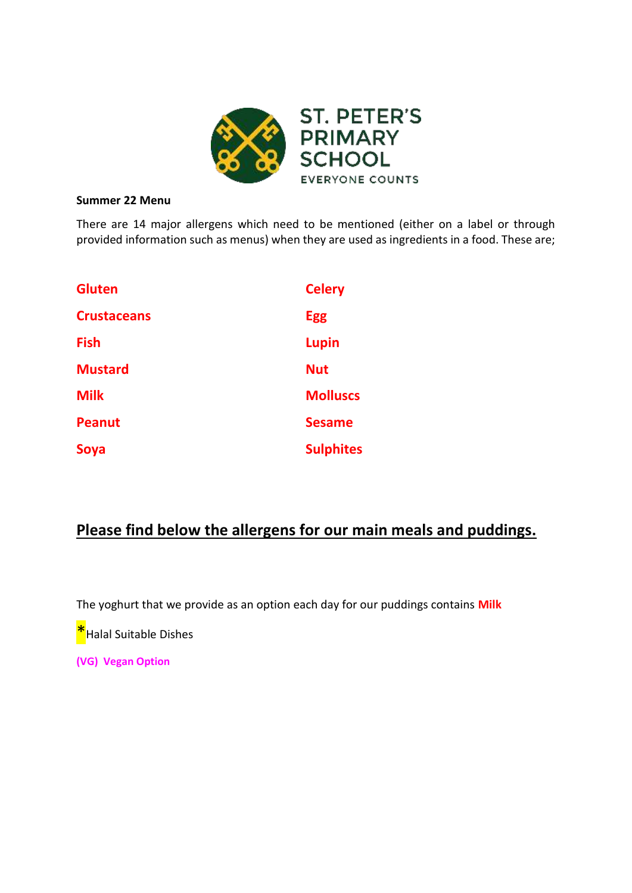# ST. PETER'S PRIMARY SCHOOL

EVERYONE COUNTS

**Summer 22 Menu**

There are 14 major allergens which need to be mentioned (either on a label or through provided information such as menus) when they are used as ingredients in a food. These are;

| | |
|---|---|
| **Gluten** | **Celery** |
| **Crustaceans** | **Egg** |
| **Fish** | **Lupin** |
| **Mustard** | **Nut** |
| **Milk** | **Molluscs** |
| **Peanut** | **Sesame** |
| **Soya** | **Sulphites** |

## Please find below the allergens for our main meals and puddings.

The yoghurt that we provide as an option each day for our puddings contains **Milk**

*Halal Suitable Dishes

**(VG) Vegan Option**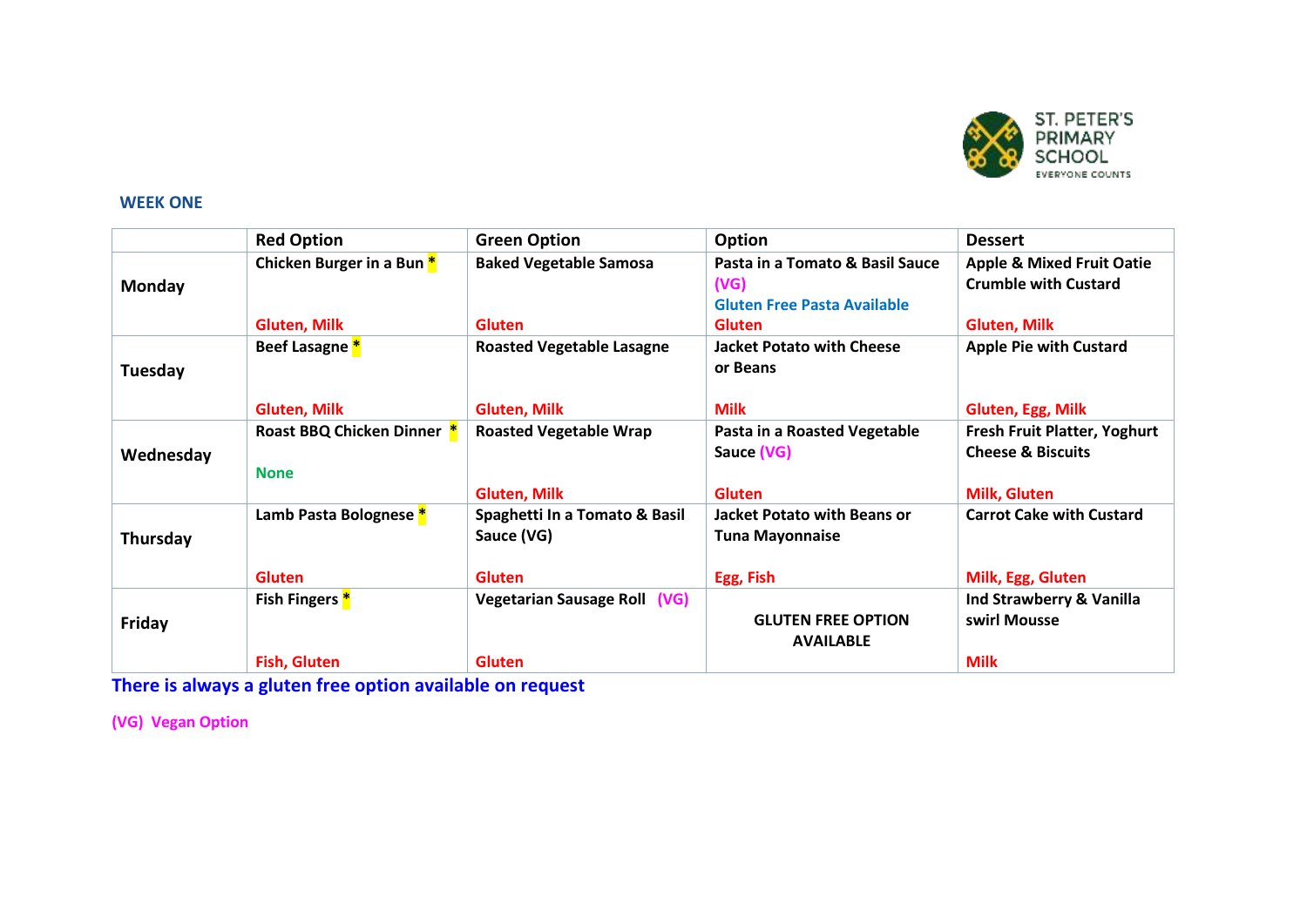ST. PETER'S PRIMARY SCHOOL
EVERYONE COUNTS

**WEEK ONE**

| | Red Option | Green Option | Option | Dessert |
|---|---|---|---|---|
| **Monday** | **Chicken Burger in a Bun** * <br> Gluten, Milk | **Baked Vegetable Samosa** <br> Gluten | **Pasta in a Tomato & Basil Sauce** (VG) <br> Gluten Free Pasta Available <br> Gluten | **Apple & Mixed Fruit Oatie Crumble with Custard** <br> Gluten, Milk |
| **Tuesday** | **Beef Lasagne** * <br> Gluten, Milk | **Roasted Vegetable Lasagne** <br> Gluten, Milk | **Jacket Potato with Cheese or Beans** <br> Milk | **Apple Pie with Custard** <br> Gluten, Egg, Milk |
| **Wednesday** | **Roast BBQ Chicken Dinner** * <br> None | **Roasted Vegetable Wrap** <br> Gluten, Milk | **Pasta in a Roasted Vegetable Sauce** (VG) <br> Gluten | **Fresh Fruit Platter, Yoghurt Cheese & Biscuits** <br> Milk, Gluten |
| **Thursday** | **Lamb Pasta Bolognese** * <br> Gluten | **Spaghetti In a Tomato & Basil Sauce (VG)** <br> Gluten | **Jacket Potato with Beans or Tuna Mayonnaise** <br> Egg, Fish | **Carrot Cake with Custard** <br> Milk, Egg, Gluten |
| **Friday** | **Fish Fingers** * <br> Fish, Gluten | **Vegetarian Sausage Roll** (VG) <br> Gluten | **GLUTEN FREE OPTION AVAILABLE** | **Ind Strawberry & Vanilla swirl Mousse** <br> Milk |

**There is always a gluten free option available on request**

**(VG) Vegan Option**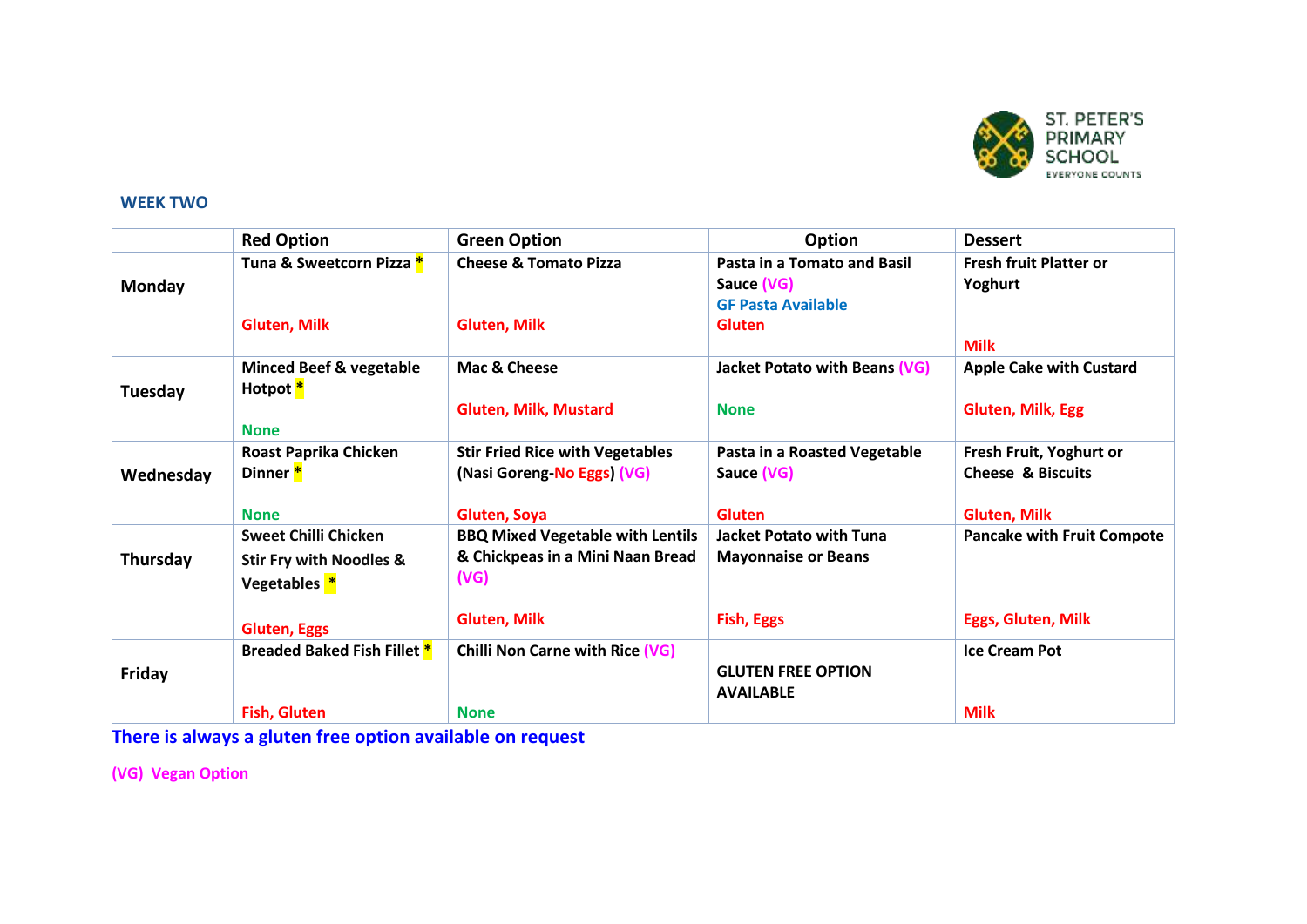ST. PETER'S PRIMARY SCHOOL
EVERYONE COUNTS

**WEEK TWO**

| | Red Option | Green Option | Option | Dessert |
|---|---|---|---|---|
| **Monday** | **Tuna & Sweetcorn Pizza *** <br><br> Gluten, Milk | **Cheese & Tomato Pizza** <br><br> Gluten, Milk | **Pasta in a Tomato and Basil Sauce (VG)** <br> GF Pasta Available <br> Gluten | **Fresh fruit Platter or Yoghurt** <br><br> Milk |
| **Tuesday** | **Minced Beef & vegetable Hotpot *** <br><br> None | **Mac & Cheese** <br><br> Gluten, Milk, Mustard | **Jacket Potato with Beans (VG)** <br><br> None | **Apple Cake with Custard** <br><br> Gluten, Milk, Egg |
| **Wednesday** | **Roast Paprika Chicken Dinner *** <br><br> None | **Stir Fried Rice with Vegetables (Nasi Goreng-No Eggs) (VG)** <br><br> Gluten, Soya | **Pasta in a Roasted Vegetable Sauce (VG)** <br><br> Gluten | **Fresh Fruit, Yoghurt or Cheese & Biscuits** <br><br> Gluten, Milk |
| **Thursday** | **Sweet Chilli Chicken Stir Fry with Noodles & Vegetables *** <br><br> Gluten, Eggs | **BBQ Mixed Vegetable with Lentils & Chickpeas in a Mini Naan Bread (VG)** <br><br> Gluten, Milk | **Jacket Potato with Tuna Mayonnaise or Beans** <br><br> Fish, Eggs | **Pancake with Fruit Compote** <br><br> Eggs, Gluten, Milk |
| **Friday** | **Breaded Baked Fish Fillet *** <br><br> Fish, Gluten | **Chilli Non Carne with Rice (VG)** <br><br> None | **GLUTEN FREE OPTION AVAILABLE** | **Ice Cream Pot** <br><br> Milk |

**There is always a gluten free option available on request**

**(VG) Vegan Option**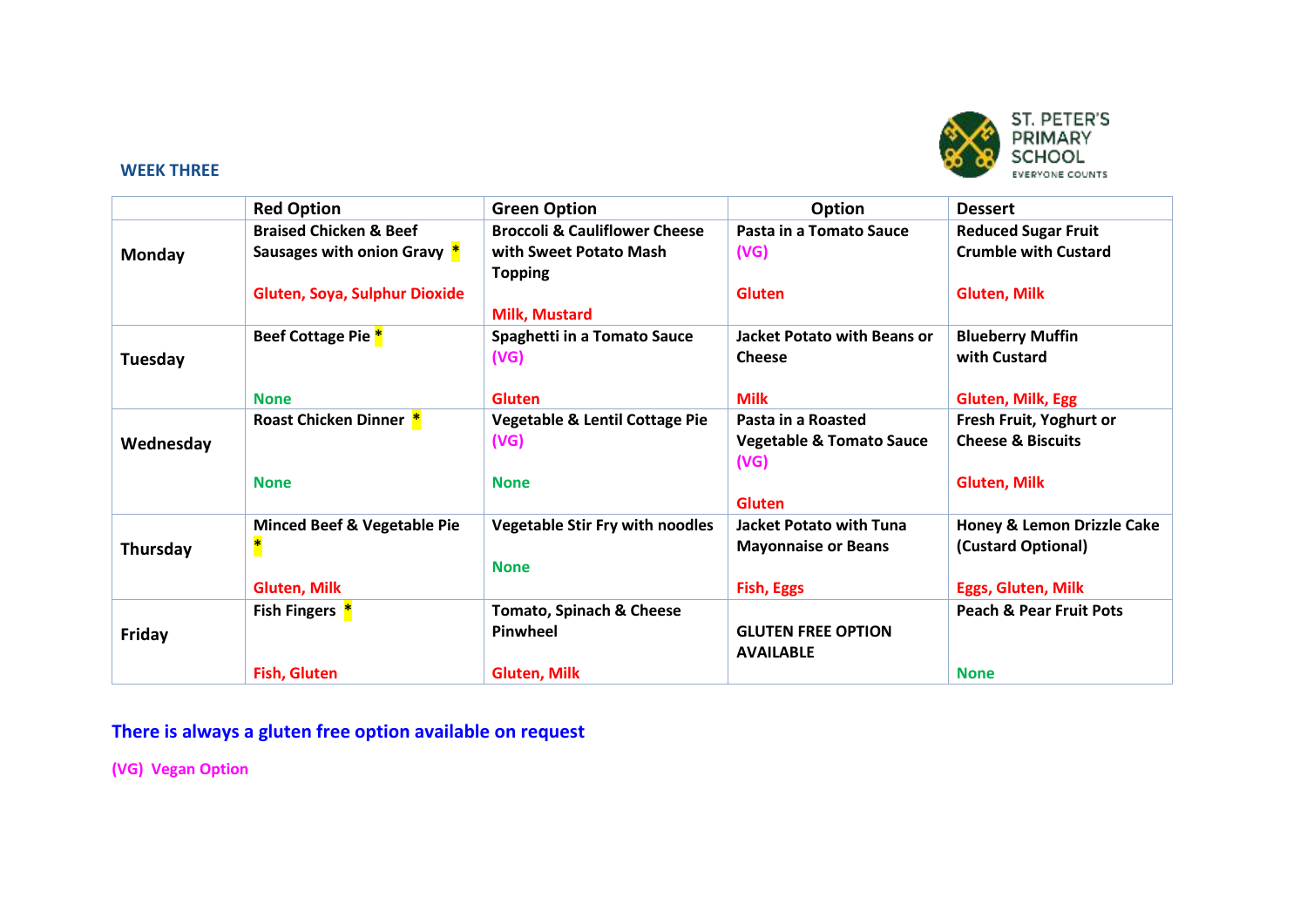ST. PETER'S PRIMARY SCHOOL
EVERYONE COUNTS

## WEEK THREE

| | Red Option | Green Option | Option | Dessert |
|---|---|---|---|---|
| Monday | Braised Chicken & Beef Sausages with onion Gravy * <br><br> Gluten, Soya, Sulphur Dioxide | Broccoli & Cauliflower Cheese with Sweet Potato Mash Topping <br><br> Milk, Mustard | Pasta in a Tomato Sauce (VG) <br><br> Gluten | Reduced Sugar Fruit Crumble with Custard <br><br> Gluten, Milk |
| Tuesday | Beef Cottage Pie * <br><br> None | Spaghetti in a Tomato Sauce (VG) <br><br> Gluten | Jacket Potato with Beans or Cheese <br><br> Milk | Blueberry Muffin with Custard <br><br> Gluten, Milk, Egg |
| Wednesday | Roast Chicken Dinner * <br><br> None | Vegetable & Lentil Cottage Pie (VG) <br><br> None | Pasta in a Roasted Vegetable & Tomato Sauce (VG) <br><br> Gluten | Fresh Fruit, Yoghurt or Cheese & Biscuits <br><br> Gluten, Milk |
| Thursday | Minced Beef & Vegetable Pie * <br><br> Gluten, Milk | Vegetable Stir Fry with noodles <br><br> None | Jacket Potato with Tuna Mayonnaise or Beans <br><br> Fish, Eggs | Honey & Lemon Drizzle Cake (Custard Optional) <br><br> Eggs, Gluten, Milk |
| Friday | Fish Fingers * <br><br> Fish, Gluten | Tomato, Spinach & Cheese Pinwheel <br><br> Gluten, Milk | GLUTEN FREE OPTION AVAILABLE | Peach & Pear Fruit Pots <br><br> None |

**There is always a gluten free option available on request**

**(VG) Vegan Option**